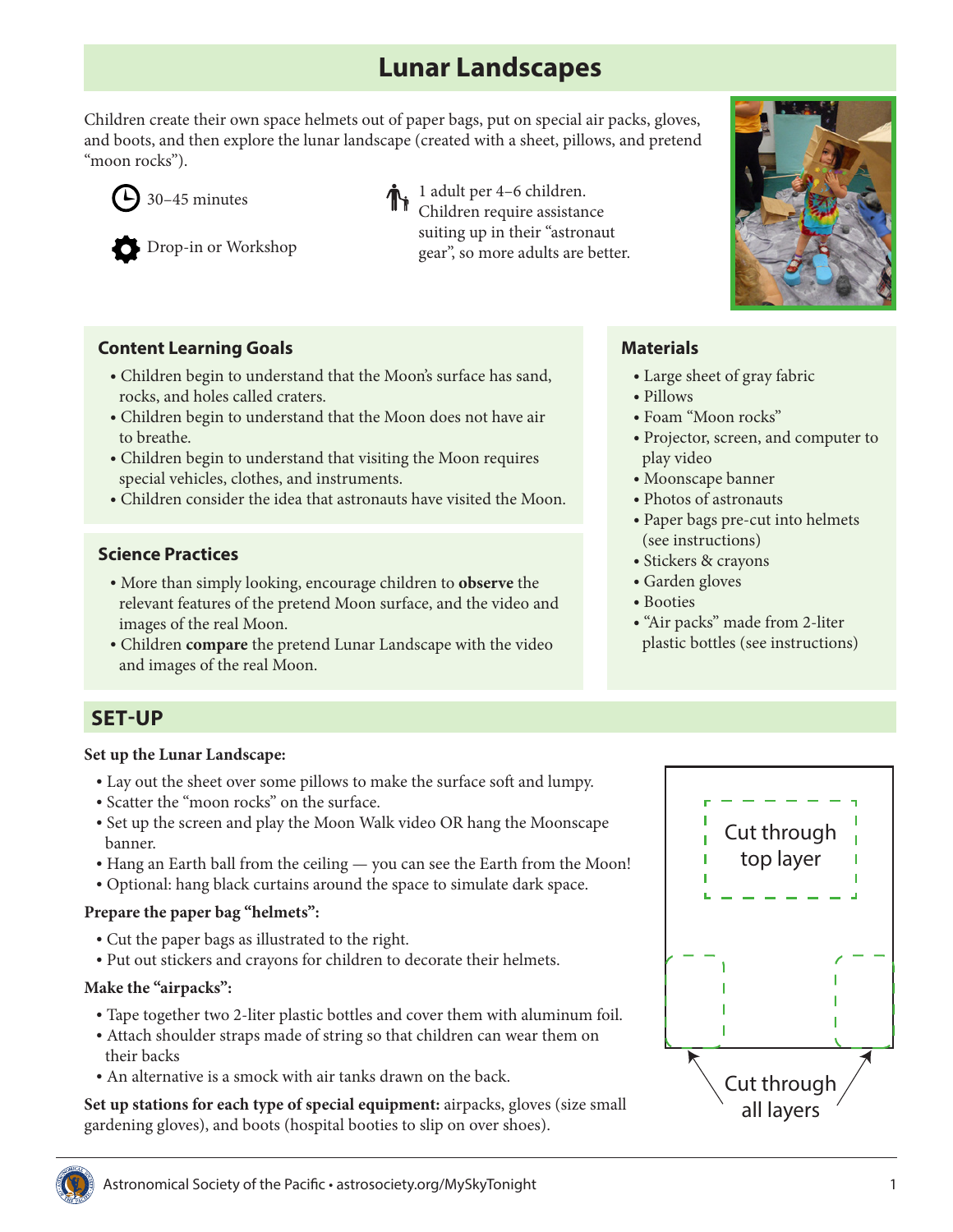# Lunar Landscapes

Children create their own space helmets out of paper bags, put on special air packs, gloves, and boots, and then explore the lunar landscape (created with a sheet, pillows, and pretend "moon rocks").

30–45 minutes

Drop-in or Workshop

1 adult per 4–6 children. Children require assistance suiting up in their "astronaut gear", so more adults are better.

## Content Learning Goals

- Children begin to understand that the Moon's surface has sand, rocks, and holes called craters.
- Children begin to understand that the Moon does not have air to breathe.
- Children begin to understand that visiting the Moon requires special vehicles, clothes, and instruments.
- Children consider the idea that astronauts have visited the Moon.

## Science Practices

- More than simply looking, encourage children to **observe** the relevant features of the pretend Moon surface, and the video and images of the real Moon.
- Children **compare** the pretend Lunar Landscape with the video and images of the real Moon.

## Materials

- Large sheet of gray fabric
- Pillows
- Foam "Moon rocks"
- Projector, screen, and computer to play video
- Moonscape banner
- Photos of astronauts
- Paper bags pre-cut into helmets (see instructions)
- Stickers & crayons
- Garden gloves
- Booties
- "Air packs" made from 2-liter plastic bottles (see instructions)

## SET-UP

**Set up the Lunar Landscape:**

- Lay out the sheet over some pillows to make the surface soft and lumpy.
- Scatter the "moon rocks" on the surface.
- Set up the screen and play the Moon Walk video OR hang the Moonscape banner.
- Hang an Earth ball from the ceiling — you can see the Earth from the Moon!
- Optional: hang black curtains around the space to simulate dark space.

**Prepare the paper bag "helmets":**

- Cut the paper bags as illustrated to the right.
- Put out stickers and crayons for children to decorate their helmets.

Cut through top layer

Cut through all layers

**Make the "airpacks":**

- Tape together two 2-liter plastic bottles and cover them with aluminum foil.
- Attach shoulder straps made of string so that children can wear them on their backs
- An alternative is a smock with air tanks drawn on the back.

**Set up stations for each type of special equipment:** airpacks, gloves (size small gardening gloves), and boots (hospital booties to slip on over shoes).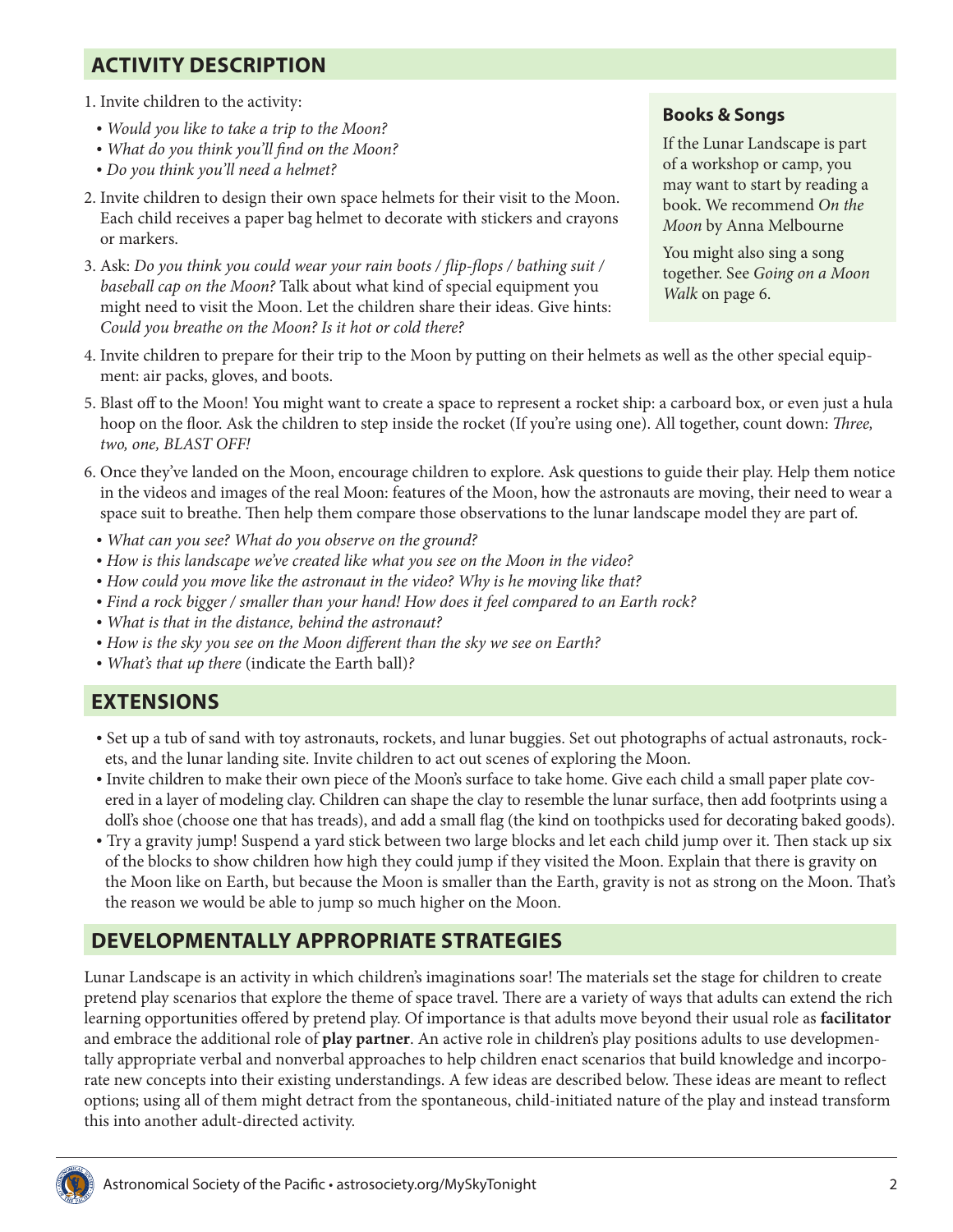## ACTIVITY DESCRIPTION

1. Invite children to the activity:
   - *Would you like to take a trip to the Moon?*
   - *What do you think you'll find on the Moon?*
   - *Do you think you'll need a helmet?*
2. Invite children to design their own space helmets for their visit to the Moon. Each child receives a paper bag helmet to decorate with stickers and crayons or markers.
3. Ask: *Do you think you could wear your rain boots / flip-flops / bathing suit / baseball cap on the Moon?* Talk about what kind of special equipment you might need to visit the Moon. Let the children share their ideas. Give hints: *Could you breathe on the Moon? Is it hot or cold there?*
4. Invite children to prepare for their trip to the Moon by putting on their helmets as well as the other special equipment: air packs, gloves, and boots.
5. Blast off to the Moon! You might want to create a space to represent a rocket ship: a carboard box, or even just a hula hoop on the floor. Ask the children to step inside the rocket (If you're using one). All together, count down: *Three, two, one, BLAST OFF!*
6. Once they've landed on the Moon, encourage children to explore. Ask questions to guide their play. Help them notice in the videos and images of the real Moon: features of the Moon, how the astronauts are moving, their need to wear a space suit to breathe. Then help them compare those observations to the lunar landscape model they are part of.
   - *What can you see? What do you observe on the ground?*
   - *How is this landscape we've created like what you see on the Moon in the video?*
   - *How could you move like the astronaut in the video? Why is he moving like that?*
   - *Find a rock bigger / smaller than your hand! How does it feel compared to an Earth rock?*
   - *What is that in the distance, behind the astronaut?*
   - *How is the sky you see on the Moon different than the sky we see on Earth?*
   - *What's that up there* (indicate the Earth ball)*?*

### Books & Songs

If the Lunar Landscape is part of a workshop or camp, you may want to start by reading a book. We recommend *On the Moon* by Anna Melbourne

You might also sing a song together. See *Going on a Moon Walk* on page 6.

## EXTENSIONS

- Set up a tub of sand with toy astronauts, rockets, and lunar buggies. Set out photographs of actual astronauts, rockets, and the lunar landing site. Invite children to act out scenes of exploring the Moon.
- Invite children to make their own piece of the Moon's surface to take home. Give each child a small paper plate covered in a layer of modeling clay. Children can shape the clay to resemble the lunar surface, then add footprints using a doll's shoe (choose one that has treads), and add a small flag (the kind on toothpicks used for decorating baked goods).
- Try a gravity jump! Suspend a yard stick between two large blocks and let each child jump over it. Then stack up six of the blocks to show children how high they could jump if they visited the Moon. Explain that there is gravity on the Moon like on Earth, but because the Moon is smaller than the Earth, gravity is not as strong on the Moon. That's the reason we would be able to jump so much higher on the Moon.

## DEVELOPMENTALLY APPROPRIATE STRATEGIES

Lunar Landscape is an activity in which children's imaginations soar! The materials set the stage for children to create pretend play scenarios that explore the theme of space travel. There are a variety of ways that adults can extend the rich learning opportunities offered by pretend play. Of importance is that adults move beyond their usual role as **facilitator** and embrace the additional role of **play partner**. An active role in children's play positions adults to use developmentally appropriate verbal and nonverbal approaches to help children enact scenarios that build knowledge and incorporate new concepts into their existing understandings. A few ideas are described below. These ideas are meant to reflect options; using all of them might detract from the spontaneous, child-initiated nature of the play and instead transform this into another adult-directed activity.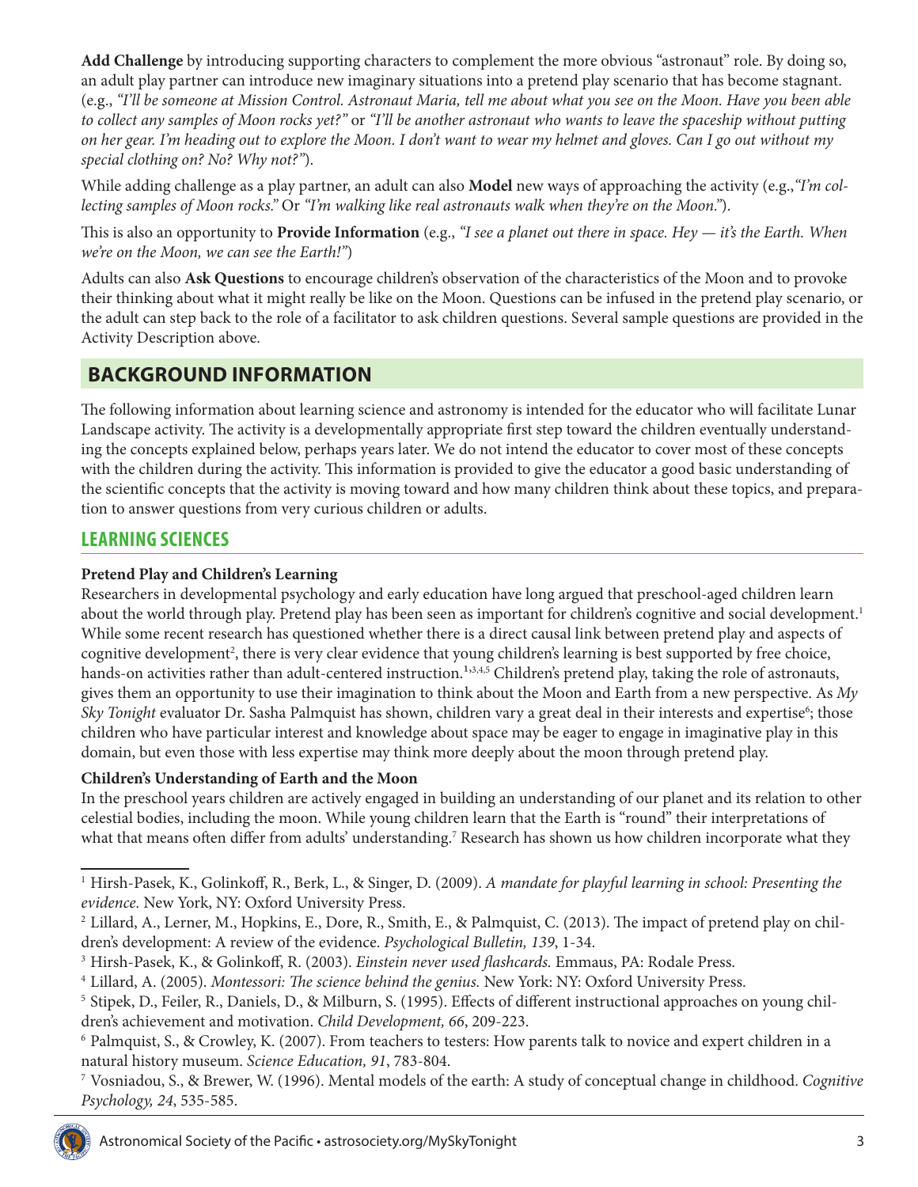**Add Challenge** by introducing supporting characters to complement the more obvious "astronaut" role. By doing so, an adult play partner can introduce new imaginary situations into a pretend play scenario that has become stagnant. (e.g., *"I'll be someone at Mission Control. Astronaut Maria, tell me about what you see on the Moon. Have you been able to collect any samples of Moon rocks yet?"* or *"I'll be another astronaut who wants to leave the spaceship without putting on her gear. I'm heading out to explore the Moon. I don't want to wear my helmet and gloves. Can I go out without my special clothing on? No? Why not?"*).

While adding challenge as a play partner, an adult can also **Model** new ways of approaching the activity (e.g.,*"I'm collecting samples of Moon rocks."* Or *"I'm walking like real astronauts walk when they're on the Moon."*).

This is also an opportunity to **Provide Information** (e.g., *"I see a planet out there in space. Hey — it's the Earth. When we're on the Moon, we can see the Earth!"*)

Adults can also **Ask Questions** to encourage children's observation of the characteristics of the Moon and to provoke their thinking about what it might really be like on the Moon. Questions can be infused in the pretend play scenario, or the adult can step back to the role of a facilitator to ask children questions. Several sample questions are provided in the Activity Description above.

## BACKGROUND INFORMATION

The following information about learning science and astronomy is intended for the educator who will facilitate Lunar Landscape activity. The activity is a developmentally appropriate first step toward the children eventually understanding the concepts explained below, perhaps years later. We do not intend the educator to cover most of these concepts with the children during the activity. This information is provided to give the educator a good basic understanding of the scientific concepts that the activity is moving toward and how many children think about these topics, and preparation to answer questions from very curious children or adults.

### LEARNING SCIENCES

**Pretend Play and Children's Learning**

Researchers in developmental psychology and early education have long argued that preschool-aged children learn about the world through play. Pretend play has been seen as important for children's cognitive and social development.[1] While some recent research has questioned whether there is a direct causal link between pretend play and aspects of cognitive development[2], there is very clear evidence that young children's learning is best supported by free choice, hands-on activities rather than adult-centered instruction.[1,3,4,5] Children's pretend play, taking the role of astronauts, gives them an opportunity to use their imagination to think about the Moon and Earth from a new perspective. As *My Sky Tonight* evaluator Dr. Sasha Palmquist has shown, children vary a great deal in their interests and expertise[6]; those children who have particular interest and knowledge about space may be eager to engage in imaginative play in this domain, but even those with less expertise may think more deeply about the moon through pretend play.

**Children's Understanding of Earth and the Moon**

In the preschool years children are actively engaged in building an understanding of our planet and its relation to other celestial bodies, including the moon. While young children learn that the Earth is "round" their interpretations of what that means often differ from adults' understanding.[7] Research has shown us how children incorporate what they

---

[1] Hirsh-Pasek, K., Golinkoff, R., Berk, L., & Singer, D. (2009). *A mandate for playful learning in school: Presenting the evidence.* New York, NY: Oxford University Press.

[2] Lillard, A., Lerner, M., Hopkins, E., Dore, R., Smith, E., & Palmquist, C. (2013). The impact of pretend play on children's development: A review of the evidence. *Psychological Bulletin, 139*, 1-34.

[3] Hirsh-Pasek, K., & Golinkoff, R. (2003). *Einstein never used flashcards.* Emmaus, PA: Rodale Press.

[4] Lillard, A. (2005). *Montessori: The science behind the genius.* New York: NY: Oxford University Press.

[5] Stipek, D., Feiler, R., Daniels, D., & Milburn, S. (1995). Effects of different instructional approaches on young children's achievement and motivation. *Child Development, 66*, 209-223.

[6] Palmquist, S., & Crowley, K. (2007). From teachers to testers: How parents talk to novice and expert children in a natural history museum. *Science Education, 91*, 783-804.

[7] Vosniadou, S., & Brewer, W. (1996). Mental models of the earth: A study of conceptual change in childhood. *Cognitive Psychology, 24*, 535-585.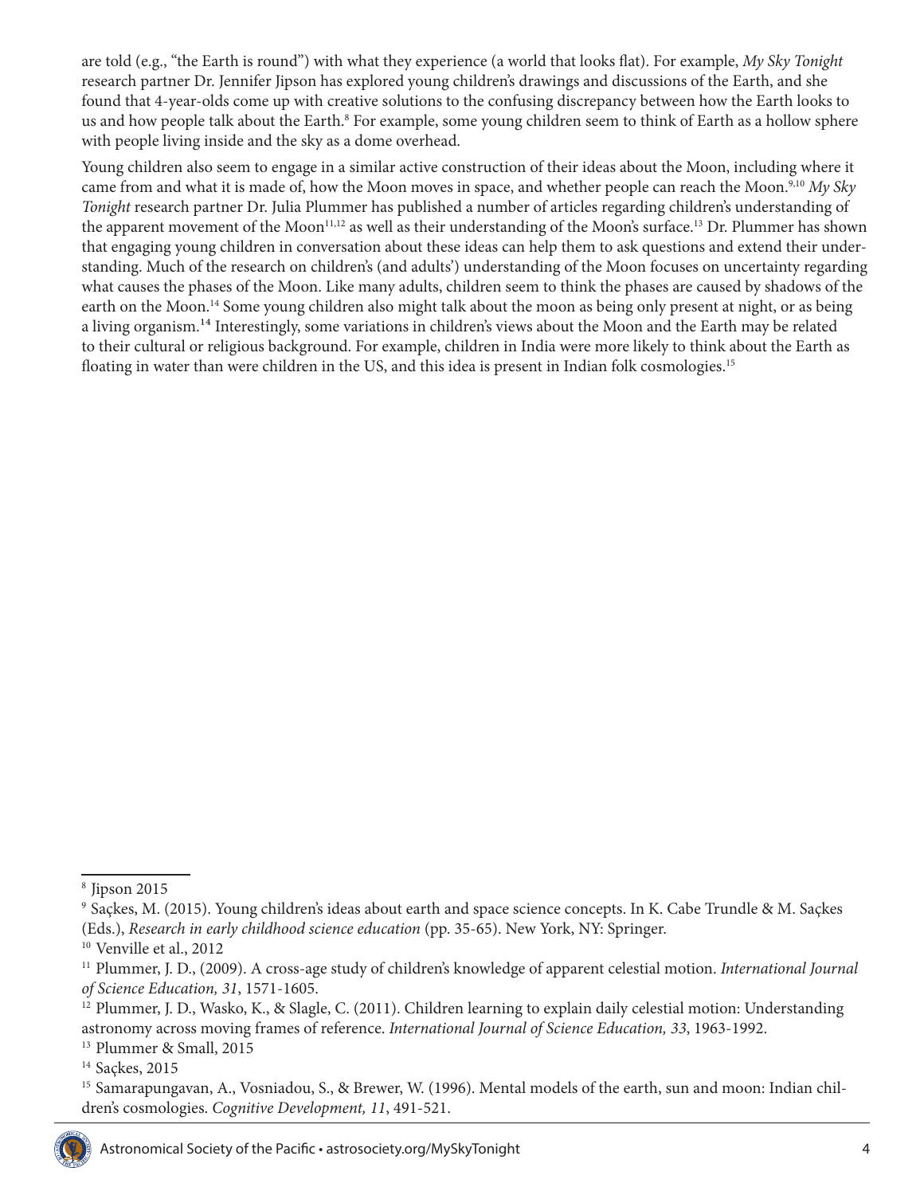are told (e.g., "the Earth is round") with what they experience (a world that looks flat). For example, *My Sky Tonight* research partner Dr. Jennifer Jipson has explored young children's drawings and discussions of the Earth, and she found that 4-year-olds come up with creative solutions to the confusing discrepancy between how the Earth looks to us and how people talk about the Earth.[8] For example, some young children seem to think of Earth as a hollow sphere with people living inside and the sky as a dome overhead.

Young children also seem to engage in a similar active construction of their ideas about the Moon, including where it came from and what it is made of, how the Moon moves in space, and whether people can reach the Moon.[9,10] *My Sky Tonight* research partner Dr. Julia Plummer has published a number of articles regarding children's understanding of the apparent movement of the Moon[11,12] as well as their understanding of the Moon's surface.[13] Dr. Plummer has shown that engaging young children in conversation about these ideas can help them to ask questions and extend their understanding. Much of the research on children's (and adults') understanding of the Moon focuses on uncertainty regarding what causes the phases of the Moon. Like many adults, children seem to think the phases are caused by shadows of the earth on the Moon.[14] Some young children also might talk about the moon as being only present at night, or as being a living organism.[14] Interestingly, some variations in children's views about the Moon and the Earth may be related to their cultural or religious background. For example, children in India were more likely to think about the Earth as floating in water than were children in the US, and this idea is present in Indian folk cosmologies.[15]

---

[8] Jipson 2015

[9] Saçkes, M. (2015). Young children's ideas about earth and space science concepts. In K. Cabe Trundle & M. Saçkes (Eds.), *Research in early childhood science education* (pp. 35-65). New York, NY: Springer.

[10] Venville et al., 2012

[11] Plummer, J. D., (2009). A cross-age study of children's knowledge of apparent celestial motion. *International Journal of Science Education, 31*, 1571-1605.

[12] Plummer, J. D., Wasko, K., & Slagle, C. (2011). Children learning to explain daily celestial motion: Understanding astronomy across moving frames of reference. *International Journal of Science Education, 33*, 1963-1992.

[13] Plummer & Small, 2015

[14] Saçkes, 2015

[15] Samarapungavan, A., Vosniadou, S., & Brewer, W. (1996). Mental models of the earth, sun and moon: Indian children's cosmologies. *Cognitive Development, 11*, 491-521.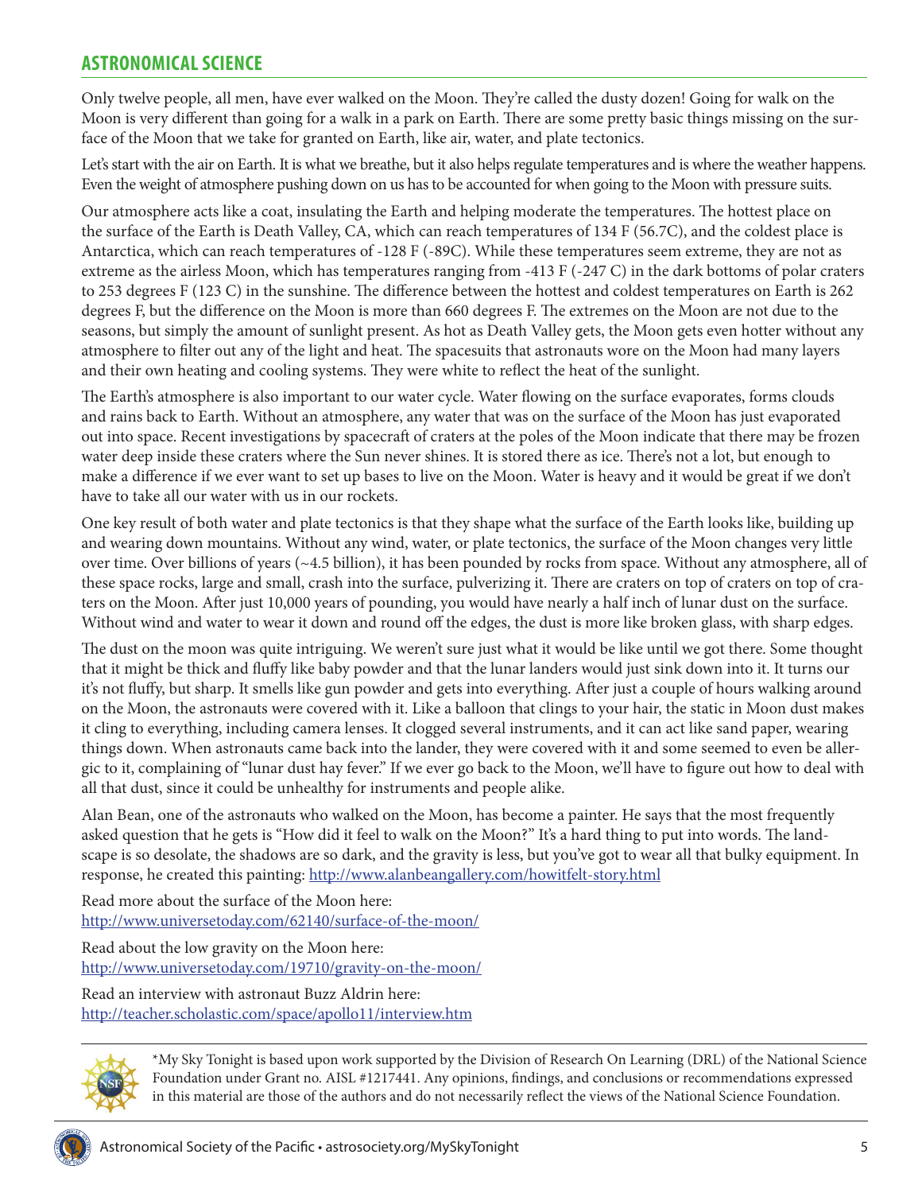## ASTRONOMICAL SCIENCE

Only twelve people, all men, have ever walked on the Moon. They're called the dusty dozen! Going for walk on the Moon is very different than going for a walk in a park on Earth. There are some pretty basic things missing on the surface of the Moon that we take for granted on Earth, like air, water, and plate tectonics.

Let's start with the air on Earth. It is what we breathe, but it also helps regulate temperatures and is where the weather happens. Even the weight of atmosphere pushing down on us has to be accounted for when going to the Moon with pressure suits.

Our atmosphere acts like a coat, insulating the Earth and helping moderate the temperatures. The hottest place on the surface of the Earth is Death Valley, CA, which can reach temperatures of 134 F (56.7C), and the coldest place is Antarctica, which can reach temperatures of -128 F (-89C). While these temperatures seem extreme, they are not as extreme as the airless Moon, which has temperatures ranging from -413 F (-247 C) in the dark bottoms of polar craters to 253 degrees F (123 C) in the sunshine. The difference between the hottest and coldest temperatures on Earth is 262 degrees F, but the difference on the Moon is more than 660 degrees F. The extremes on the Moon are not due to the seasons, but simply the amount of sunlight present. As hot as Death Valley gets, the Moon gets even hotter without any atmosphere to filter out any of the light and heat. The spacesuits that astronauts wore on the Moon had many layers and their own heating and cooling systems. They were white to reflect the heat of the sunlight.

The Earth's atmosphere is also important to our water cycle. Water flowing on the surface evaporates, forms clouds and rains back to Earth. Without an atmosphere, any water that was on the surface of the Moon has just evaporated out into space. Recent investigations by spacecraft of craters at the poles of the Moon indicate that there may be frozen water deep inside these craters where the Sun never shines. It is stored there as ice. There's not a lot, but enough to make a difference if we ever want to set up bases to live on the Moon. Water is heavy and it would be great if we don't have to take all our water with us in our rockets.

One key result of both water and plate tectonics is that they shape what the surface of the Earth looks like, building up and wearing down mountains. Without any wind, water, or plate tectonics, the surface of the Moon changes very little over time. Over billions of years (~4.5 billion), it has been pounded by rocks from space. Without any atmosphere, all of these space rocks, large and small, crash into the surface, pulverizing it. There are craters on top of craters on top of craters on the Moon. After just 10,000 years of pounding, you would have nearly a half inch of lunar dust on the surface. Without wind and water to wear it down and round off the edges, the dust is more like broken glass, with sharp edges.

The dust on the moon was quite intriguing. We weren't sure just what it would be like until we got there. Some thought that it might be thick and fluffy like baby powder and that the lunar landers would just sink down into it. It turns our it's not fluffy, but sharp. It smells like gun powder and gets into everything. After just a couple of hours walking around on the Moon, the astronauts were covered with it. Like a balloon that clings to your hair, the static in Moon dust makes it cling to everything, including camera lenses. It clogged several instruments, and it can act like sand paper, wearing things down. When astronauts came back into the lander, they were covered with it and some seemed to even be allergic to it, complaining of "lunar dust hay fever." If we ever go back to the Moon, we'll have to figure out how to deal with all that dust, since it could be unhealthy for instruments and people alike.

Alan Bean, one of the astronauts who walked on the Moon, has become a painter. He says that the most frequently asked question that he gets is "How did it feel to walk on the Moon?" It's a hard thing to put into words. The landscape is so desolate, the shadows are so dark, and the gravity is less, but you've got to wear all that bulky equipment. In response, he created this painting: http://www.alanbeangallery.com/howitfelt-story.html

Read more about the surface of the Moon here:
http://www.universetoday.com/62140/surface-of-the-moon/

Read about the low gravity on the Moon here:
http://www.universetoday.com/19710/gravity-on-the-moon/

Read an interview with astronaut Buzz Aldrin here:
http://teacher.scholastic.com/space/apollo11/interview.htm

---

*My Sky Tonight is based upon work supported by the Division of Research On Learning (DRL) of the National Science Foundation under Grant no. AISL #1217441. Any opinions, findings, and conclusions or recommendations expressed in this material are those of the authors and do not necessarily reflect the views of the National Science Foundation.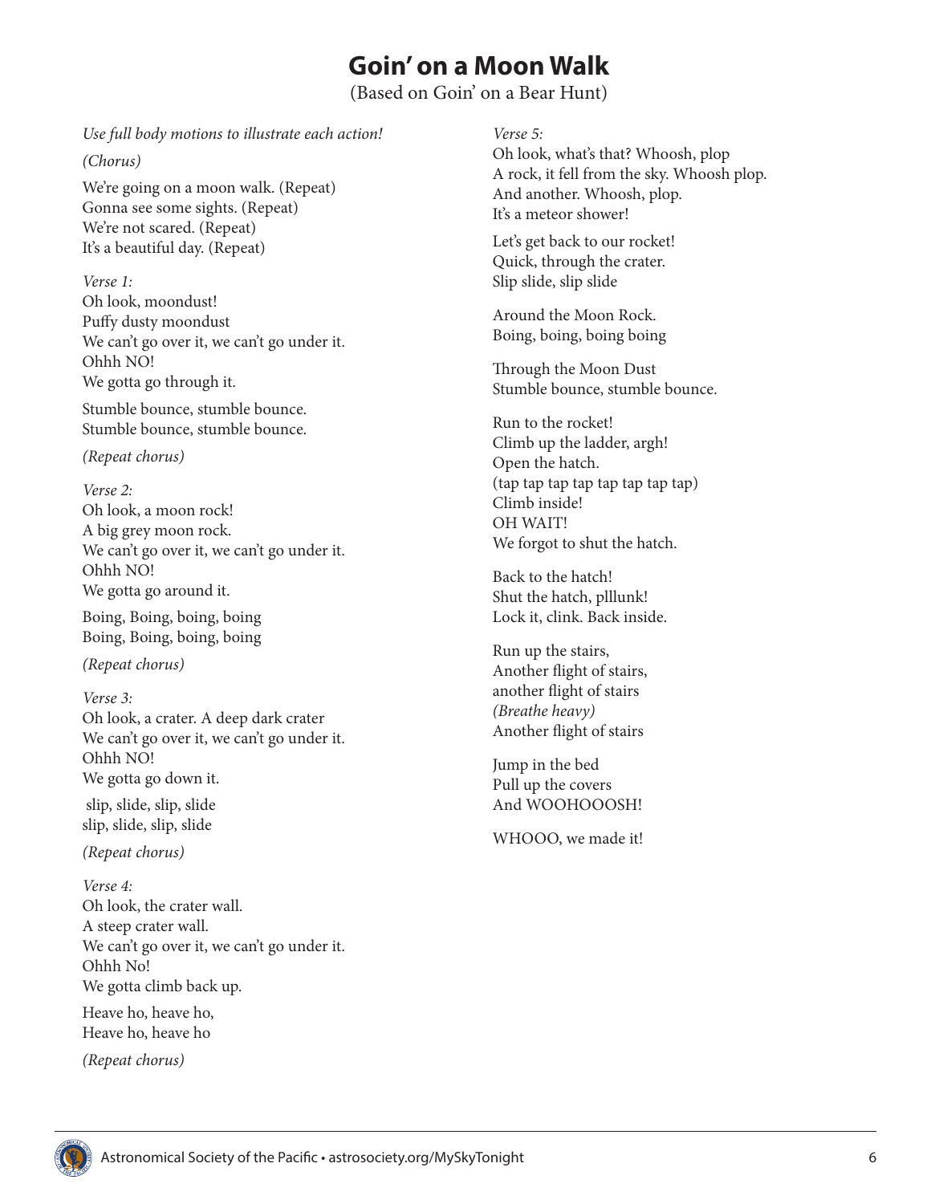# Goin' on a Moon Walk

(Based on Goin' on a Bear Hunt)

*Use full body motions to illustrate each action!*

*(Chorus)*

We're going on a moon walk. (Repeat)
Gonna see some sights. (Repeat)
We're not scared. (Repeat)
It's a beautiful day. (Repeat)

*Verse 1:*
Oh look, moondust!
Puffy dusty moondust
We can't go over it, we can't go under it.
Ohhh NO!
We gotta go through it.

Stumble bounce, stumble bounce.
Stumble bounce, stumble bounce.

*(Repeat chorus)*

*Verse 2:*
Oh look, a moon rock!
A big grey moon rock.
We can't go over it, we can't go under it.
Ohhh NO!
We gotta go around it.

Boing, Boing, boing, boing
Boing, Boing, boing, boing

*(Repeat chorus)*

*Verse 3:*
Oh look, a crater. A deep dark crater
We can't go over it, we can't go under it.
Ohhh NO!
We gotta go down it.

slip, slide, slip, slide
slip, slide, slip, slide

*(Repeat chorus)*

*Verse 4:*
Oh look, the crater wall.
A steep crater wall.
We can't go over it, we can't go under it.
Ohhh No!
We gotta climb back up.

Heave ho, heave ho,
Heave ho, heave ho

*(Repeat chorus)*

*Verse 5:*
Oh look, what's that? Whoosh, plop
A rock, it fell from the sky. Whoosh plop.
And another. Whoosh, plop.
It's a meteor shower!

Let's get back to our rocket!
Quick, through the crater.
Slip slide, slip slide

Around the Moon Rock.
Boing, boing, boing boing

Through the Moon Dust
Stumble bounce, stumble bounce.

Run to the rocket!
Climb up the ladder, argh!
Open the hatch.
(tap tap tap tap tap tap tap tap)
Climb inside!
OH WAIT!
We forgot to shut the hatch.

Back to the hatch!
Shut the hatch, plllunk!
Lock it, clink. Back inside.

Run up the stairs,
Another flight of stairs,
another flight of stairs
*(Breathe heavy)*
Another flight of stairs

Jump in the bed
Pull up the covers
And WOOHOOOSH!

WHOOO, we made it!